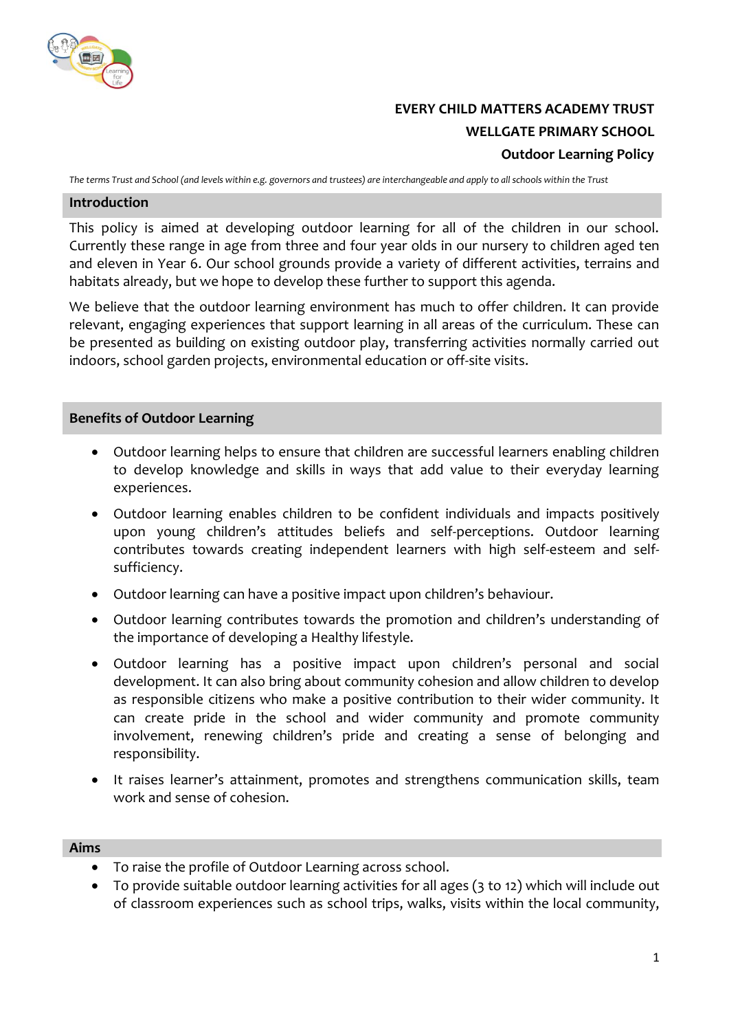**EVERY CHILD MATTERS ACADEMY TRUST**

**WELLGATE PRIMARY SCHOOL**

**Outdoor Learning Policy**

*The terms Trust and School (and levels within e.g. governors and trustees) are interchangeable and apply to all schools within the Trust*

## Introduction

This policy is aimed at developing outdoor learning for all of the children in our school. Currently these range in age from three and four year olds in our nursery to children aged ten and eleven in Year 6. Our school grounds provide a variety of different activities, terrains and habitats already, but we hope to develop these further to support this agenda.

We believe that the outdoor learning environment has much to offer children. It can provide relevant, engaging experiences that support learning in all areas of the curriculum. These can be presented as building on existing outdoor play, transferring activities normally carried out indoors, school garden projects, environmental education or off-site visits.

## Benefits of Outdoor Learning

- Outdoor learning helps to ensure that children are successful learners enabling children to develop knowledge and skills in ways that add value to their everyday learning experiences.
- Outdoor learning enables children to be confident individuals and impacts positively upon young children's attitudes beliefs and self-perceptions. Outdoor learning contributes towards creating independent learners with high self-esteem and self-sufficiency.
- Outdoor learning can have a positive impact upon children's behaviour.
- Outdoor learning contributes towards the promotion and children's understanding of the importance of developing a Healthy lifestyle.
- Outdoor learning has a positive impact upon children's personal and social development. It can also bring about community cohesion and allow children to develop as responsible citizens who make a positive contribution to their wider community. It can create pride in the school and wider community and promote community involvement, renewing children's pride and creating a sense of belonging and responsibility.
- It raises learner's attainment, promotes and strengthens communication skills, team work and sense of cohesion.

## Aims

- To raise the profile of Outdoor Learning across school.
- To provide suitable outdoor learning activities for all ages (3 to 12) which will include out of classroom experiences such as school trips, walks, visits within the local community,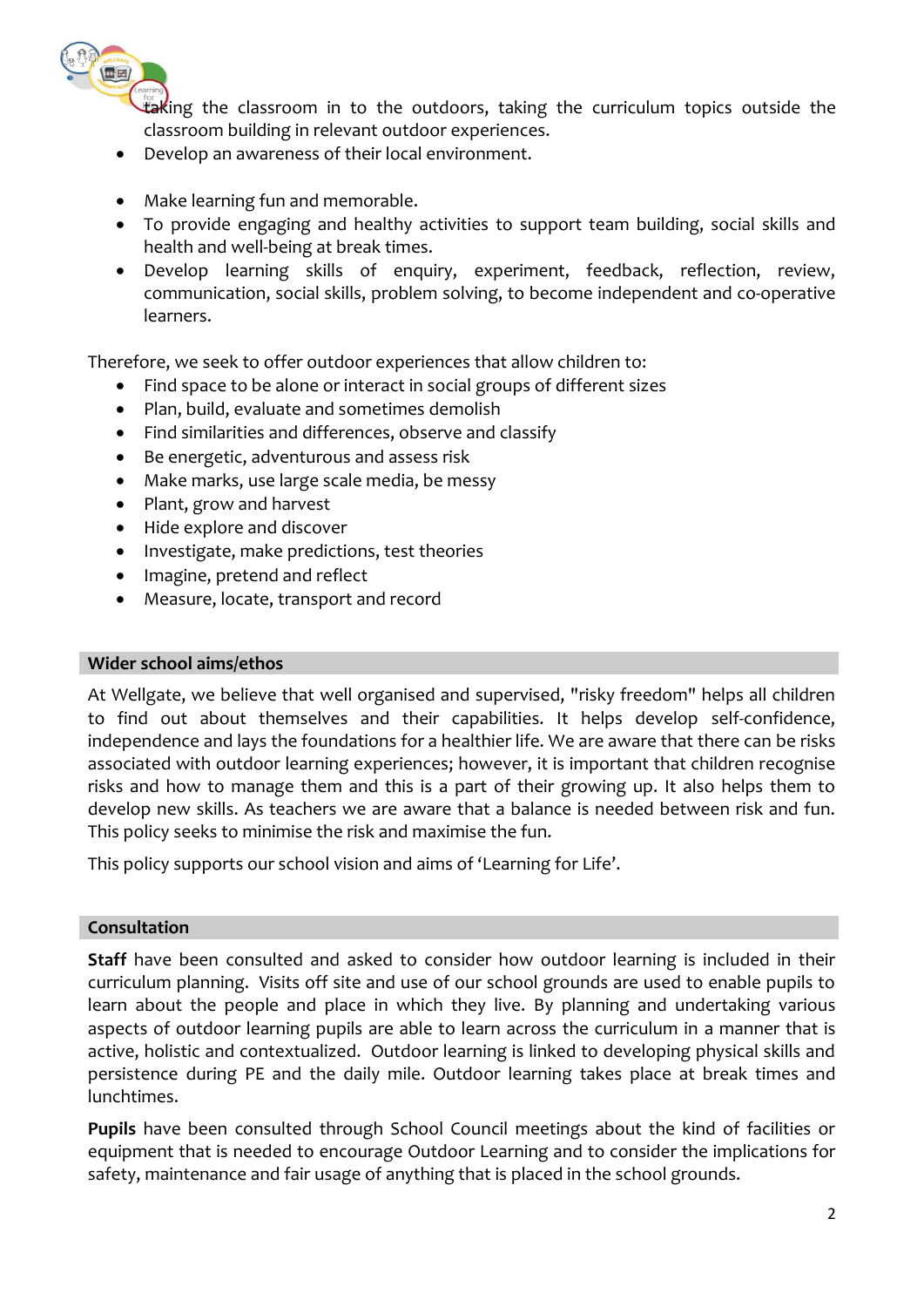taking the classroom in to the outdoors, taking the curriculum topics outside the classroom building in relevant outdoor experiences.
- Develop an awareness of their local environment.

- Make learning fun and memorable.
- To provide engaging and healthy activities to support team building, social skills and health and well-being at break times.
- Develop learning skills of enquiry, experiment, feedback, reflection, review, communication, social skills, problem solving, to become independent and co-operative learners.

Therefore, we seek to offer outdoor experiences that allow children to:

- Find space to be alone or interact in social groups of different sizes
- Plan, build, evaluate and sometimes demolish
- Find similarities and differences, observe and classify
- Be energetic, adventurous and assess risk
- Make marks, use large scale media, be messy
- Plant, grow and harvest
- Hide explore and discover
- Investigate, make predictions, test theories
- Imagine, pretend and reflect
- Measure, locate, transport and record

## Wider school aims/ethos

At Wellgate, we believe that well organised and supervised, "risky freedom" helps all children to find out about themselves and their capabilities. It helps develop self-confidence, independence and lays the foundations for a healthier life. We are aware that there can be risks associated with outdoor learning experiences; however, it is important that children recognise risks and how to manage them and this is a part of their growing up. It also helps them to develop new skills. As teachers we are aware that a balance is needed between risk and fun. This policy seeks to minimise the risk and maximise the fun.

This policy supports our school vision and aims of 'Learning for Life'.

## Consultation

**Staff** have been consulted and asked to consider how outdoor learning is included in their curriculum planning. Visits off site and use of our school grounds are used to enable pupils to learn about the people and place in which they live. By planning and undertaking various aspects of outdoor learning pupils are able to learn across the curriculum in a manner that is active, holistic and contextualized. Outdoor learning is linked to developing physical skills and persistence during PE and the daily mile. Outdoor learning takes place at break times and lunchtimes.

**Pupils** have been consulted through School Council meetings about the kind of facilities or equipment that is needed to encourage Outdoor Learning and to consider the implications for safety, maintenance and fair usage of anything that is placed in the school grounds.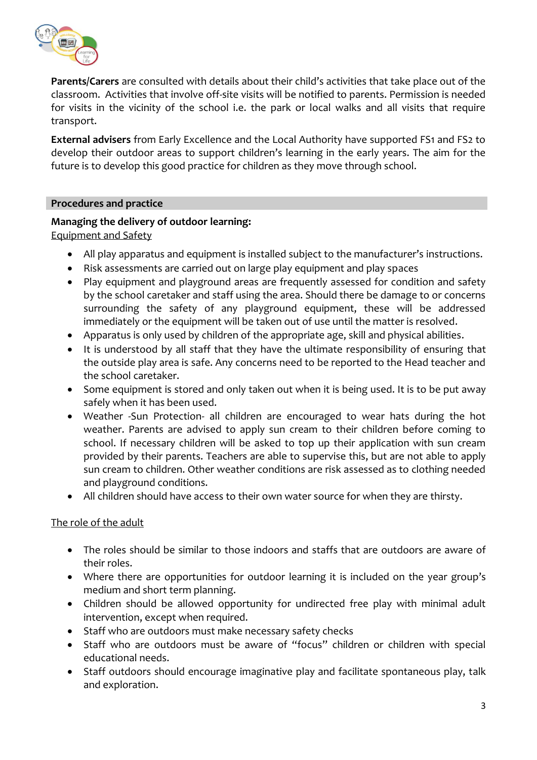**Parents/Carers** are consulted with details about their child's activities that take place out of the classroom. Activities that involve off-site visits will be notified to parents. Permission is needed for visits in the vicinity of the school i.e. the park or local walks and all visits that require transport.

**External advisers** from Early Excellence and the Local Authority have supported FS1 and FS2 to develop their outdoor areas to support children's learning in the early years. The aim for the future is to develop this good practice for children as they move through school.

## Procedures and practice

**Managing the delivery of outdoor learning:**

Equipment and Safety

- All play apparatus and equipment is installed subject to the manufacturer's instructions.
- Risk assessments are carried out on large play equipment and play spaces
- Play equipment and playground areas are frequently assessed for condition and safety by the school caretaker and staff using the area. Should there be damage to or concerns surrounding the safety of any playground equipment, these will be addressed immediately or the equipment will be taken out of use until the matter is resolved.
- Apparatus is only used by children of the appropriate age, skill and physical abilities.
- It is understood by all staff that they have the ultimate responsibility of ensuring that the outside play area is safe. Any concerns need to be reported to the Head teacher and the school caretaker.
- Some equipment is stored and only taken out when it is being used. It is to be put away safely when it has been used.
- Weather -Sun Protection- all children are encouraged to wear hats during the hot weather. Parents are advised to apply sun cream to their children before coming to school. If necessary children will be asked to top up their application with sun cream provided by their parents. Teachers are able to supervise this, but are not able to apply sun cream to children. Other weather conditions are risk assessed as to clothing needed and playground conditions.
- All children should have access to their own water source for when they are thirsty.

The role of the adult

- The roles should be similar to those indoors and staffs that are outdoors are aware of their roles.
- Where there are opportunities for outdoor learning it is included on the year group's medium and short term planning.
- Children should be allowed opportunity for undirected free play with minimal adult intervention, except when required.
- Staff who are outdoors must make necessary safety checks
- Staff who are outdoors must be aware of "focus" children or children with special educational needs.
- Staff outdoors should encourage imaginative play and facilitate spontaneous play, talk and exploration.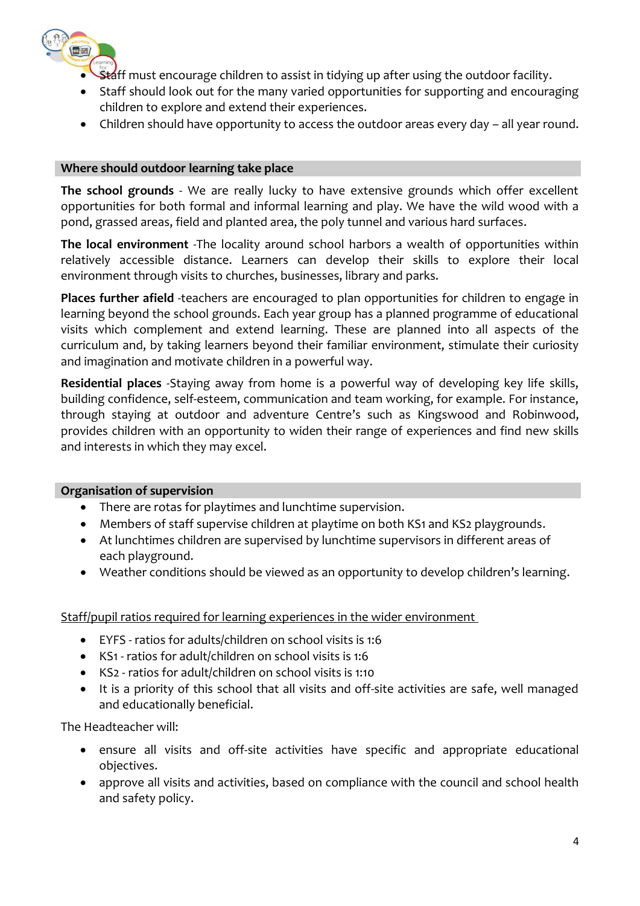- Staff must encourage children to assist in tidying up after using the outdoor facility.
- Staff should look out for the many varied opportunities for supporting and encouraging children to explore and extend their experiences.
- Children should have opportunity to access the outdoor areas every day – all year round.

## Where should outdoor learning take place

**The school grounds** - We are really lucky to have extensive grounds which offer excellent opportunities for both formal and informal learning and play. We have the wild wood with a pond, grassed areas, field and planted area, the poly tunnel and various hard surfaces.

**The local environment** -The locality around school harbors a wealth of opportunities within relatively accessible distance. Learners can develop their skills to explore their local environment through visits to churches, businesses, library and parks.

**Places further afield** -teachers are encouraged to plan opportunities for children to engage in learning beyond the school grounds. Each year group has a planned programme of educational visits which complement and extend learning. These are planned into all aspects of the curriculum and, by taking learners beyond their familiar environment, stimulate their curiosity and imagination and motivate children in a powerful way.

**Residential places** -Staying away from home is a powerful way of developing key life skills, building confidence, self-esteem, communication and team working, for example. For instance, through staying at outdoor and adventure Centre's such as Kingswood and Robinwood, provides children with an opportunity to widen their range of experiences and find new skills and interests in which they may excel.

## Organisation of supervision

- There are rotas for playtimes and lunchtime supervision.
- Members of staff supervise children at playtime on both KS1 and KS2 playgrounds.
- At lunchtimes children are supervised by lunchtime supervisors in different areas of each playground.
- Weather conditions should be viewed as an opportunity to develop children's learning.

<u>Staff/pupil ratios required for learning experiences in the wider environment</u>

- EYFS - ratios for adults/children on school visits is 1:6
- KS1 - ratios for adult/children on school visits is 1:6
- KS2 - ratios for adult/children on school visits is 1:10
- It is a priority of this school that all visits and off-site activities are safe, well managed and educationally beneficial.

The Headteacher will:

- ensure all visits and off-site activities have specific and appropriate educational objectives.
- approve all visits and activities, based on compliance with the council and school health and safety policy.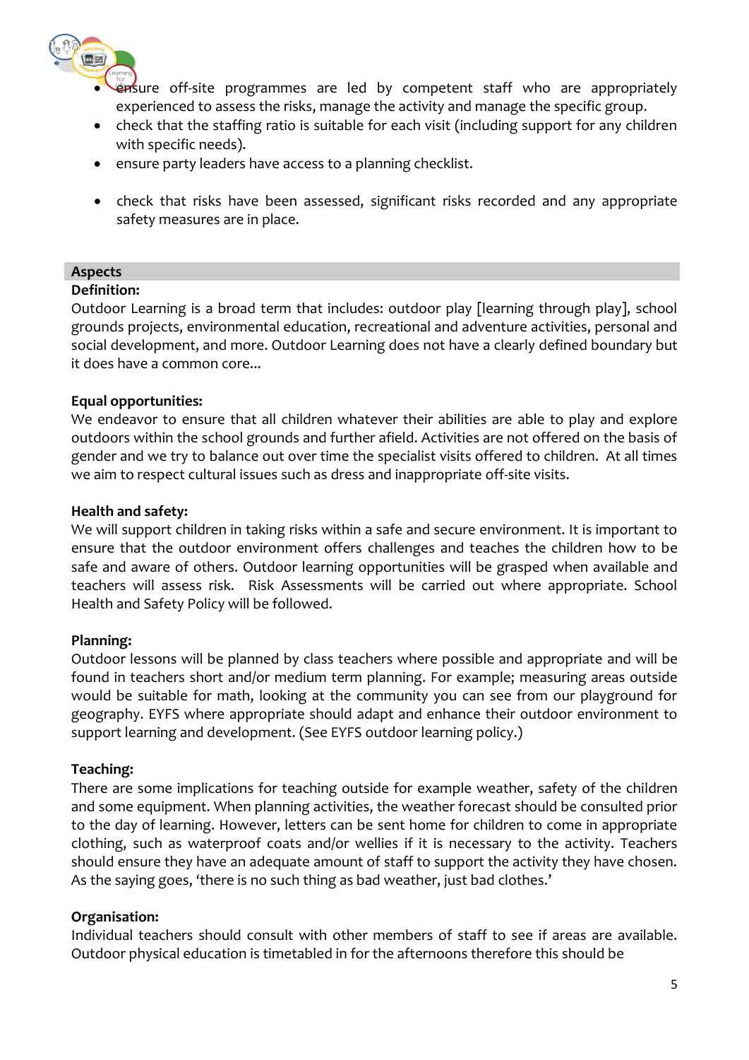- ensure off-site programmes are led by competent staff who are appropriately experienced to assess the risks, manage the activity and manage the specific group.
- check that the staffing ratio is suitable for each visit (including support for any children with specific needs).
- ensure party leaders have access to a planning checklist.
- check that risks have been assessed, significant risks recorded and any appropriate safety measures are in place.

## Aspects

**Definition:**

Outdoor Learning is a broad term that includes: outdoor play [learning through play], school grounds projects, environmental education, recreational and adventure activities, personal and social development, and more. Outdoor Learning does not have a clearly defined boundary but it does have a common core...

**Equal opportunities:**

We endeavor to ensure that all children whatever their abilities are able to play and explore outdoors within the school grounds and further afield. Activities are not offered on the basis of gender and we try to balance out over time the specialist visits offered to children. At all times we aim to respect cultural issues such as dress and inappropriate off-site visits.

**Health and safety:**

We will support children in taking risks within a safe and secure environment. It is important to ensure that the outdoor environment offers challenges and teaches the children how to be safe and aware of others. Outdoor learning opportunities will be grasped when available and teachers will assess risk. Risk Assessments will be carried out where appropriate. School Health and Safety Policy will be followed.

**Planning:**

Outdoor lessons will be planned by class teachers where possible and appropriate and will be found in teachers short and/or medium term planning. For example; measuring areas outside would be suitable for math, looking at the community you can see from our playground for geography. EYFS where appropriate should adapt and enhance their outdoor environment to support learning and development. (See EYFS outdoor learning policy.)

**Teaching:**

There are some implications for teaching outside for example weather, safety of the children and some equipment. When planning activities, the weather forecast should be consulted prior to the day of learning. However, letters can be sent home for children to come in appropriate clothing, such as waterproof coats and/or wellies if it is necessary to the activity. Teachers should ensure they have an adequate amount of staff to support the activity they have chosen. As the saying goes, 'there is no such thing as bad weather, just bad clothes.'

**Organisation:**

Individual teachers should consult with other members of staff to see if areas are available. Outdoor physical education is timetabled in for the afternoons therefore this should be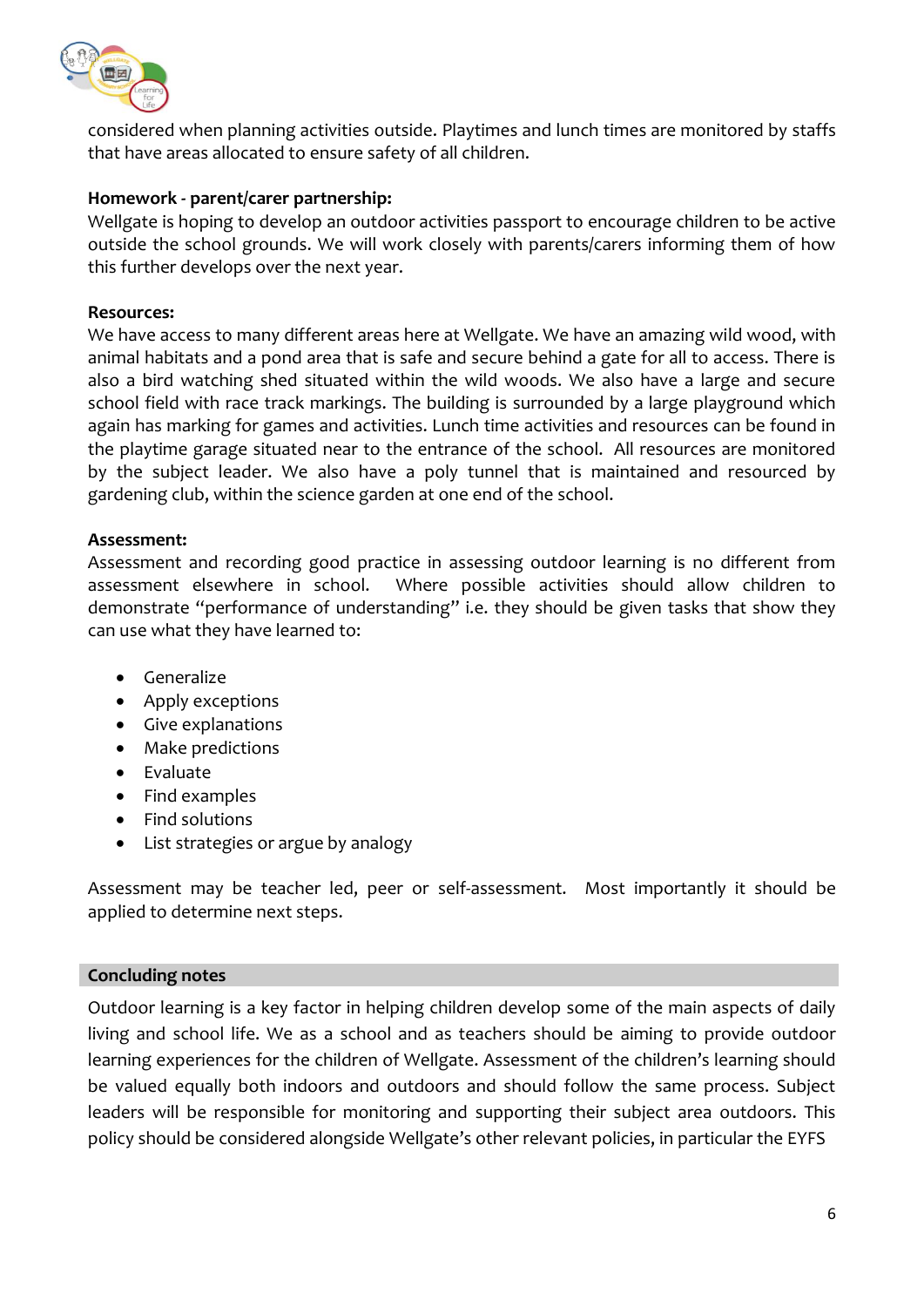considered when planning activities outside. Playtimes and lunch times are monitored by staffs that have areas allocated to ensure safety of all children.

**Homework - parent/carer partnership:**
Wellgate is hoping to develop an outdoor activities passport to encourage children to be active outside the school grounds. We will work closely with parents/carers informing them of how this further develops over the next year.

**Resources:**
We have access to many different areas here at Wellgate. We have an amazing wild wood, with animal habitats and a pond area that is safe and secure behind a gate for all to access. There is also a bird watching shed situated within the wild woods. We also have a large and secure school field with race track markings. The building is surrounded by a large playground which again has marking for games and activities. Lunch time activities and resources can be found in the playtime garage situated near to the entrance of the school. All resources are monitored by the subject leader. We also have a poly tunnel that is maintained and resourced by gardening club, within the science garden at one end of the school.

**Assessment:**
Assessment and recording good practice in assessing outdoor learning is no different from assessment elsewhere in school. Where possible activities should allow children to demonstrate "performance of understanding" i.e. they should be given tasks that show they can use what they have learned to:

- Generalize
- Apply exceptions
- Give explanations
- Make predictions
- Evaluate
- Find examples
- Find solutions
- List strategies or argue by analogy

Assessment may be teacher led, peer or self-assessment. Most importantly it should be applied to determine next steps.

## Concluding notes

Outdoor learning is a key factor in helping children develop some of the main aspects of daily living and school life. We as a school and as teachers should be aiming to provide outdoor learning experiences for the children of Wellgate. Assessment of the children's learning should be valued equally both indoors and outdoors and should follow the same process. Subject leaders will be responsible for monitoring and supporting their subject area outdoors. This policy should be considered alongside Wellgate's other relevant policies, in particular the EYFS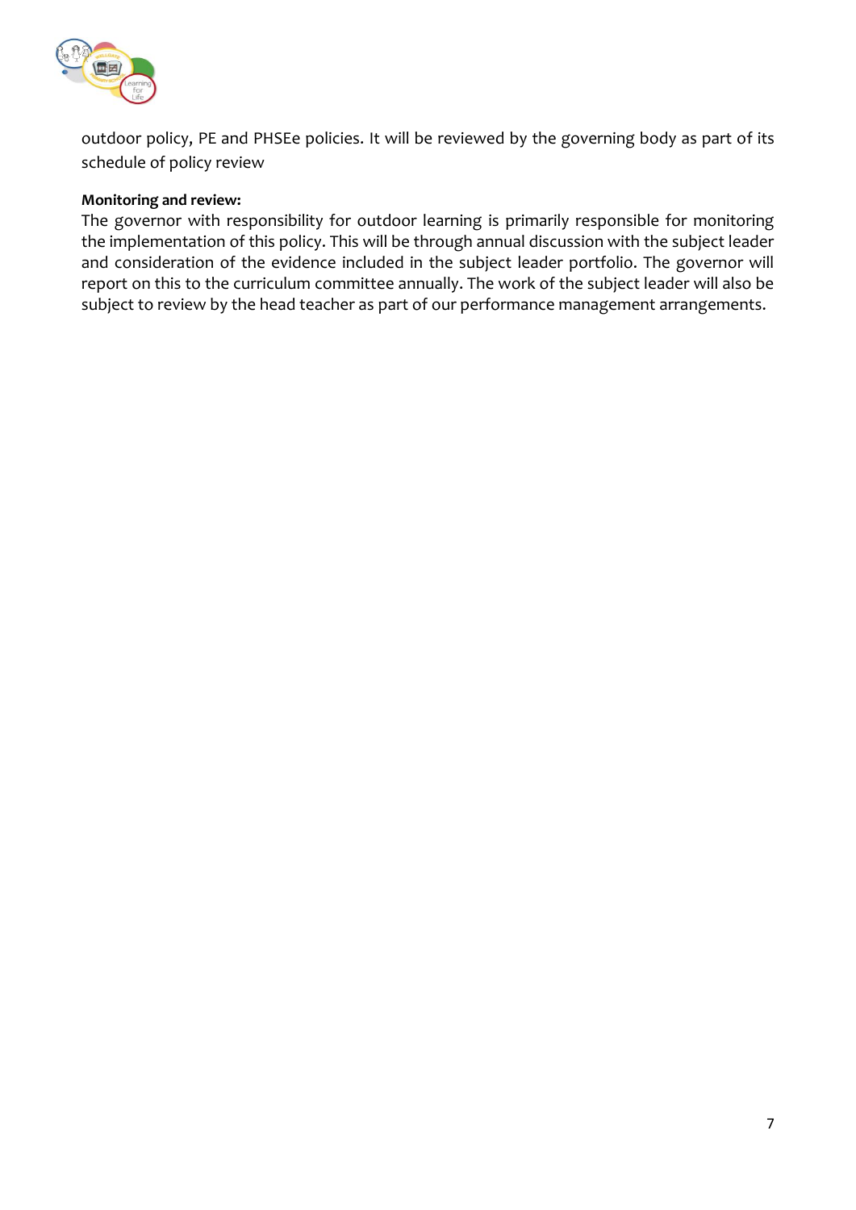outdoor policy, PE and PHSEe policies. It will be reviewed by the governing body as part of its schedule of policy review

**Monitoring and review:**

The governor with responsibility for outdoor learning is primarily responsible for monitoring the implementation of this policy. This will be through annual discussion with the subject leader and consideration of the evidence included in the subject leader portfolio. The governor will report on this to the curriculum committee annually. The work of the subject leader will also be subject to review by the head teacher as part of our performance management arrangements.